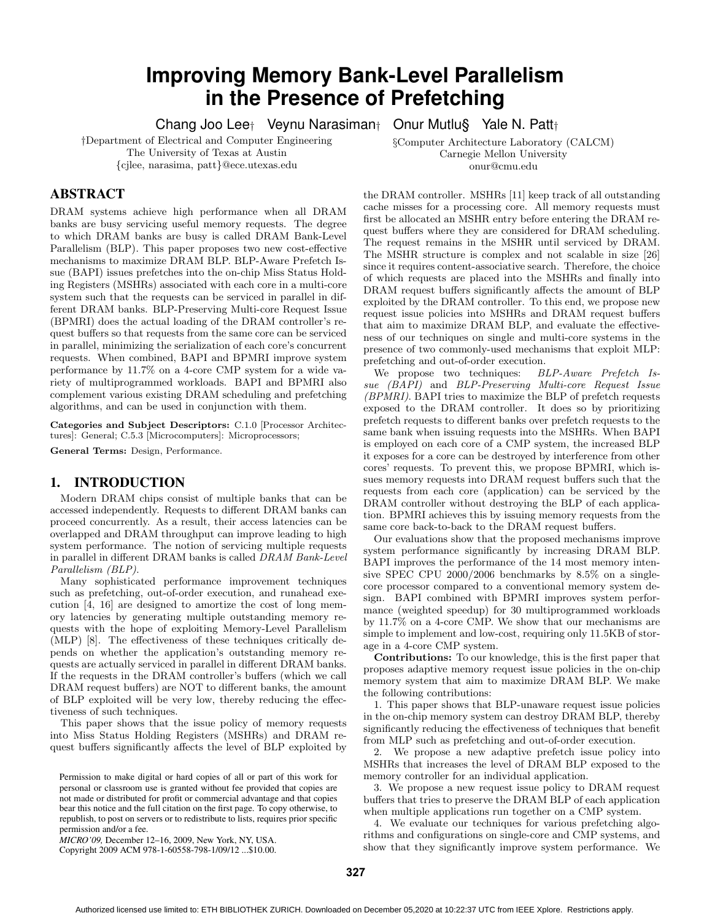# Improving Memory Bank-Level Parallelism in the Presence of Prefetching

Chang Joo Lee† Veynu Narasiman† Onur Mutlu§ Yale N. Patt†

†Department of Electrical and Computer Engineering
The University of Texas at Austin
{cjlee, narasima, patt}@ece.utexas.edu

§Computer Architecture Laboratory (CALCM)
Carnegie Mellon University
onur@cmu.edu

## ABSTRACT

DRAM systems achieve high performance when all DRAM banks are busy servicing useful memory requests. The degree to which DRAM banks are busy is called DRAM Bank-Level Parallelism (BLP). This paper proposes two new cost-effective mechanisms to maximize DRAM BLP. BLP-Aware Prefetch Issue (BAPI) issues prefetches into the on-chip Miss Status Holding Registers (MSHRs) associated with each core in a multi-core system such that the requests can be serviced in parallel in different DRAM banks. BLP-Preserving Multi-core Request Issue (BPMRI) does the actual loading of the DRAM controller's request buffers so that requests from the same core can be serviced in parallel, minimizing the serialization of each core's concurrent requests. When combined, BAPI and BPMRI improve system performance by 11.7% on a 4-core CMP system for a wide variety of multiprogrammed workloads. BAPI and BPMRI also complement various existing DRAM scheduling and prefetching algorithms, and can be used in conjunction with them.

**Categories and Subject Descriptors:** C.1.0 [Processor Architectures]: General; C.5.3 [Microcomputers]: Microprocessors;

**General Terms:** Design, Performance.

## 1. INTRODUCTION

Modern DRAM chips consist of multiple banks that can be accessed independently. Requests to different DRAM banks can proceed concurrently. As a result, their access latencies can be overlapped and DRAM throughput can improve leading to high system performance. The notion of servicing multiple requests in parallel in different DRAM banks is called *DRAM Bank-Level Parallelism (BLP)*.

Many sophisticated performance improvement techniques such as prefetching, out-of-order execution, and runahead execution [4, 16] are designed to amortize the cost of long memory latencies by generating multiple outstanding memory requests with the hope of exploiting Memory-Level Parallelism (MLP) [8]. The effectiveness of these techniques critically depends on whether the application's outstanding memory requests are actually serviced in parallel in different DRAM banks. If the requests in the DRAM controller's buffers (which we call DRAM request buffers) are NOT to different banks, the amount of BLP exploited will be very low, thereby reducing the effectiveness of such techniques.

This paper shows that the issue policy of memory requests into Miss Status Holding Registers (MSHRs) and DRAM request buffers significantly affects the level of BLP exploited by the DRAM controller. MSHRs [11] keep track of all outstanding cache misses for a processing core. All memory requests must first be allocated an MSHR entry before entering the DRAM request buffers where they are considered for DRAM scheduling. The request remains in the MSHR until serviced by DRAM. The MSHR structure is complex and not scalable in size [26] since it requires content-associative search. Therefore, the choice of which requests are placed into the MSHRs and finally into DRAM request buffers significantly affects the amount of BLP exploited by the DRAM controller. To this end, we propose new request issue policies into MSHRs and DRAM request buffers that aim to maximize DRAM BLP, and evaluate the effectiveness of our techniques on single and multi-core systems in the presence of two commonly-used mechanisms that exploit MLP: prefetching and out-of-order execution.

We propose two techniques: *BLP-Aware Prefetch Issue (BAPI)* and *BLP-Preserving Multi-core Request Issue (BPMRI)*. BAPI tries to maximize the BLP of prefetch requests exposed to the DRAM controller. It does so by prioritizing prefetch requests to different banks over prefetch requests to the same bank when issuing requests into the MSHRs. When BAPI is employed on each core of a CMP system, the increased BLP it exposes for a core can be destroyed by interference from other cores' requests. To prevent this, we propose BPMRI, which issues memory requests into DRAM request buffers such that the requests from each core (application) can be serviced by the DRAM controller without destroying the BLP of each application. BPMRI achieves this by issuing memory requests from the same core back-to-back to the DRAM request buffers.

Our evaluations show that the proposed mechanisms improve system performance significantly by increasing DRAM BLP. BAPI improves the performance of the 14 most memory intensive SPEC CPU 2000/2006 benchmarks by 8.5% on a single-core processor compared to a conventional memory system design. BAPI combined with BPMRI improves system performance (weighted speedup) for 30 multiprogrammed workloads by 11.7% on a 4-core CMP. We show that our mechanisms are simple to implement and low-cost, requiring only 11.5KB of storage in a 4-core CMP system.

**Contributions:** To our knowledge, this is the first paper that proposes adaptive memory request issue policies in the on-chip memory system that aim to maximize DRAM BLP. We make the following contributions:

1. This paper shows that BLP-unaware request issue policies in the on-chip memory system can destroy DRAM BLP, thereby significantly reducing the effectiveness of techniques that benefit from MLP such as prefetching and out-of-order execution.

2. We propose a new adaptive prefetch issue policy into MSHRs that increases the level of DRAM BLP exposed to the memory controller for an individual application.

3. We propose a new request issue policy to DRAM request buffers that tries to preserve the DRAM BLP of each application when multiple applications run together on a CMP system.

4. We evaluate our techniques for various prefetching algorithms and configurations on single-core and CMP systems, and show that they significantly improve system performance. We

Permission to make digital or hard copies of all or part of this work for personal or classroom use is granted without fee provided that copies are not made or distributed for profit or commercial advantage and that copies bear this notice and the full citation on the first page. To copy otherwise, to republish, to post on servers or to redistribute to lists, requires prior specific permission and/or a fee.
*MICRO'09,* December 12–16, 2009, New York, NY, USA.
Copyright 2009 ACM 978-1-60558-798-1/09/12 ...$10.00.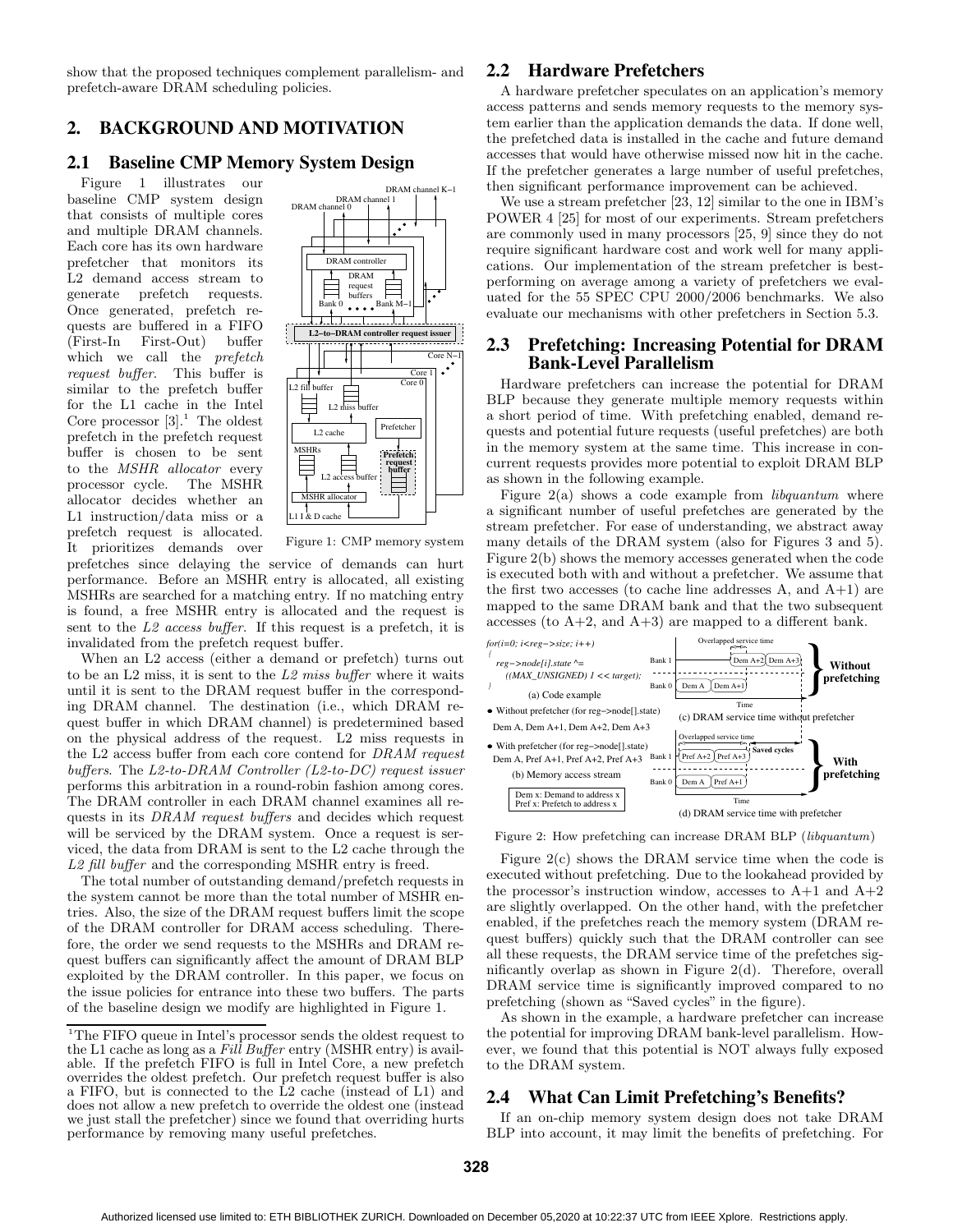show that the proposed techniques complement parallelism- and prefetch-aware DRAM scheduling policies.

## 2. BACKGROUND AND MOTIVATION

### 2.1 Baseline CMP Memory System Design

Figure 1 illustrates our baseline CMP system design that consists of multiple cores and multiple DRAM channels. Each core has its own hardware prefetcher that monitors its L2 demand access stream to generate prefetch requests. Once generated, prefetch requests are buffered in a FIFO (First-In First-Out) buffer which we call the *prefetch request buffer*. This buffer is similar to the prefetch buffer for the L1 cache in the Intel Core processor [3].[1] The oldest prefetch in the prefetch request buffer is chosen to be sent to the *MSHR allocator* every processor cycle. The MSHR allocator decides whether an L1 instruction/data miss or a prefetch request is allocated. It prioritizes demands over prefetches since delaying the service of demands can hurt performance. Before an MSHR entry is allocated, all existing MSHRs are searched for a matching entry. If no matching entry is found, a free MSHR entry is allocated and the request is sent to the *L2 access buffer*. If this request is a prefetch, it is invalidated from the prefetch request buffer.

Figure 1: CMP memory system

When an L2 access (either a demand or prefetch) turns out to be an L2 miss, it is sent to the *L2 miss buffer* where it waits until it is sent to the DRAM request buffer in the corresponding DRAM channel. The destination (i.e., which DRAM request buffer in which DRAM channel) is predetermined based on the physical address of the request. L2 miss requests in the L2 access buffer from each core contend for *DRAM request buffers*. The *L2-to-DRAM Controller (L2-to-DC) request issuer* performs this arbitration in a round-robin fashion among cores. The DRAM controller in each DRAM channel examines all requests in its *DRAM request buffers* and decides which request will be serviced by the DRAM system. Once a request is serviced, the data from DRAM is sent to the L2 cache through the *L2 fill buffer* and the corresponding MSHR entry is freed.

The total number of outstanding demand/prefetch requests in the system cannot be more than the total number of MSHR entries. Also, the size of the DRAM request buffers limit the scope of the DRAM controller for DRAM access scheduling. Therefore, the order we send requests to the MSHRs and DRAM request buffers can significantly affect the amount of DRAM BLP exploited by the DRAM controller. In this paper, we focus on the issue policies for entrance into these two buffers. The parts of the baseline design we modify are highlighted in Figure 1.

[1] The FIFO queue in Intel's processor sends the oldest request to the L1 cache as long as a *Fill Buffer* entry (MSHR entry) is available. If the prefetch FIFO is full in Intel Core, a new prefetch overrides the oldest prefetch. Our prefetch request buffer is also a FIFO, but is connected to the L2 cache (instead of L1) and does not allow a new prefetch to override the oldest one (instead we just stall the prefetcher) since we found that overriding hurts performance by removing many useful prefetches.

### 2.2 Hardware Prefetchers

A hardware prefetcher speculates on an application's memory access patterns and sends memory requests to the memory system earlier than the application demands the data. If done well, the prefetched data is installed in the cache and future demand accesses that would have otherwise missed now hit in the cache. If the prefetcher generates a large number of useful prefetches, then significant performance improvement can be achieved.

We use a stream prefetcher [23, 12] similar to the one in IBM's POWER 4 [25] for most of our experiments. Stream prefetchers are commonly used in many processors [25, 9] since they do not require significant hardware cost and work well for many applications. Our implementation of the stream prefetcher is best-performing on average among a variety of prefetchers we evaluated for the 55 SPEC CPU 2000/2006 benchmarks. We also evaluate our mechanisms with other prefetchers in Section 5.3.

### 2.3 Prefetching: Increasing Potential for DRAM Bank-Level Parallelism

Hardware prefetchers can increase the potential for DRAM BLP because they generate multiple memory requests within a short period of time. With prefetching enabled, demand requests and potential future requests (useful prefetches) are both in the memory system at the same time. This increase in concurrent requests provides more potential to exploit DRAM BLP as shown in the following example.

Figure 2(a) shows a code example from *libquantum* where a significant number of useful prefetches are generated by the stream prefetcher. For ease of understanding, we abstract away many details of the DRAM system (also for Figures 3 and 5). Figure 2(b) shows the memory accesses generated when the code is executed both with and without a prefetcher. We assume that the first two accesses (to cache line addresses A, and A+1) are mapped to the same DRAM bank and that the two subsequent accesses (to A+2, and A+3) are mapped to a different bank.

Figure 2: How prefetching can increase DRAM BLP (*libquantum*)

Figure 2(c) shows the DRAM service time when the code is executed without prefetching. Due to the lookahead provided by the processor's instruction window, accesses to A+1 and A+2 are slightly overlapped. On the other hand, with the prefetcher enabled, if the prefetches reach the memory system (DRAM request buffers) quickly such that the DRAM controller can see all these requests, the DRAM service time of the prefetches significantly overlap as shown in Figure 2(d). Therefore, overall DRAM service time is significantly improved compared to no prefetching (shown as "Saved cycles" in the figure).

As shown in the example, a hardware prefetcher can increase the potential for improving DRAM bank-level parallelism. However, we found that this potential is NOT always fully exposed to the DRAM system.

### 2.4 What Can Limit Prefetching's Benefits?

If an on-chip memory system design does not take DRAM BLP into account, it may limit the benefits of prefetching. For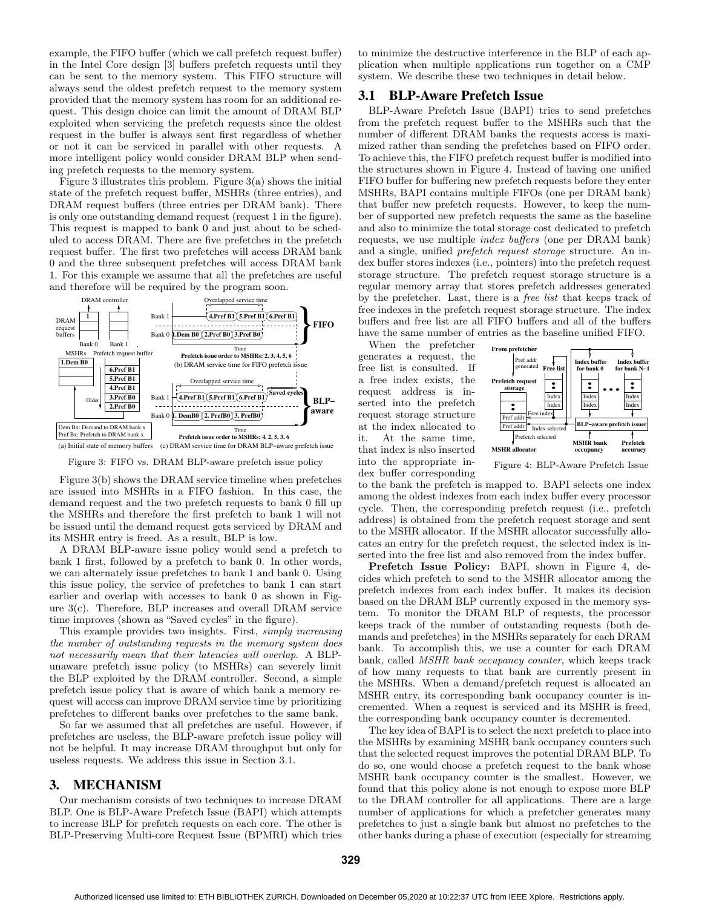example, the FIFO buffer (which we call prefetch request buffer) in the Intel Core design [3] buffers prefetch requests until they can be sent to the memory system. This FIFO structure will always send the oldest prefetch request to the memory system provided that the memory system has room for an additional request. This design choice can limit the amount of DRAM BLP exploited when servicing the prefetch requests since the oldest request in the buffer is always sent first regardless of whether or not it can be serviced in parallel with other requests. A more intelligent policy would consider DRAM BLP when sending prefetch requests to the memory system.

Figure 3 illustrates this problem. Figure 3(a) shows the initial state of the prefetch request buffer, MSHRs (three entries), and DRAM request buffers (three entries per DRAM bank). There is only one outstanding demand request (request 1 in the figure). This request is mapped to bank 0 and just about to be scheduled to access DRAM. There are five prefetches in the prefetch request buffer. The first two prefetches will access DRAM bank 0 and the three subsequent prefetches will access DRAM bank 1. For this example we assume that all the prefetches are useful and therefore will be required by the program soon.

Figure 3: FIFO vs. DRAM BLP-aware prefetch issue policy

Figure 3(b) shows the DRAM service timeline when prefetches are issued into MSHRs in a FIFO fashion. In this case, the demand request and the two prefetch requests to bank 0 fill up the MSHRs and therefore the first prefetch to bank 1 will not be issued until the demand request gets serviced by DRAM and its MSHR entry is freed. As a result, BLP is low.

A DRAM BLP-aware issue policy would send a prefetch to bank 1 first, followed by a prefetch to bank 0. In other words, we can alternately issue prefetches to bank 1 and bank 0. Using this issue policy, the service of prefetches to bank 1 can start earlier and overlap with accesses to bank 0 as shown in Figure 3(c). Therefore, BLP increases and overall DRAM service time improves (shown as "Saved cycles" in the figure).

This example provides two insights. First, *simply increasing the number of outstanding requests in the memory system does not necessarily mean that their latencies will overlap.* A BLP-unaware prefetch issue policy (to MSHRs) can severely limit the BLP exploited by the DRAM controller. Second, a simple prefetch issue policy that is aware of which bank a memory request will access can improve DRAM service time by prioritizing prefetches to different banks over prefetches to the same bank.

So far we assumed that all prefetches are useful. However, if prefetches are useless, the BLP-aware prefetch issue policy will not be helpful. It may increase DRAM throughput but only for useless requests. We address this issue in Section 3.1.

# 3. MECHANISM

Our mechanism consists of two techniques to increase DRAM BLP. One is BLP-Aware Prefetch Issue (BAPI) which attempts to increase BLP for prefetch requests on each core. The other is BLP-Preserving Multi-core Request Issue (BPMRI) which tries to minimize the destructive interference in the BLP of each application when multiple applications run together on a CMP system. We describe these two techniques in detail below.

## 3.1 BLP-Aware Prefetch Issue

BLP-Aware Prefetch Issue (BAPI) tries to send prefetches from the prefetch request buffer to the MSHRs such that the number of different DRAM banks the requests access is maximized rather than sending the prefetches based on FIFO order. To achieve this, the FIFO prefetch request buffer is modified into the structures shown in Figure 4. Instead of having one unified FIFO buffer for buffering new prefetch requests before they enter MSHRs, BAPI contains multiple FIFOs (one per DRAM bank) that buffer new prefetch requests. However, to keep the number of supported new prefetch requests the same as the baseline and also to minimize the total storage cost dedicated to prefetch requests, we use multiple *index buffers* (one per DRAM bank) and a single, unified *prefetch request storage* structure. An index buffer stores indexes (i.e., pointers) into the prefetch request storage structure. The prefetch request storage structure is a regular memory array that stores prefetch addresses generated by the prefetcher. Last, there is a *free list* that keeps track of free indexes in the prefetch request storage structure. The index buffers and free list are all FIFO buffers and all of the buffers have the same number of entries as the baseline unified FIFO.

When the prefetcher generates a request, the free list is consulted. If a free index exists, the request address is inserted into the prefetch request storage structure at the index allocated to it. At the same time, that index is also inserted into the appropriate index buffer corresponding to the bank the prefetch is mapped to. BAPI selects one index among the oldest indexes from each index buffer every processor cycle. Then, the corresponding prefetch request (i.e., prefetch address) is obtained from the prefetch request storage and sent to the MSHR allocator. If the MSHR allocator successfully allocates an entry for the prefetch request, the selected index is inserted into the free list and also removed from the index buffer.

Figure 4: BLP-Aware Prefetch Issue

**Prefetch Issue Policy:** BAPI, shown in Figure 4, decides which prefetch to send to the MSHR allocator among the prefetch indexes from each index buffer. It makes its decision based on the DRAM BLP currently exposed in the memory system. To monitor the DRAM BLP of requests, the processor keeps track of the number of outstanding requests (both demands and prefetches) in the MSHRs separately for each DRAM bank. To accomplish this, we use a counter for each DRAM bank, called *MSHR bank occupancy counter*, which keeps track of how many requests to that bank are currently present in the MSHRs. When a demand/prefetch request is allocated an MSHR entry, its corresponding bank occupancy counter is incremented. When a request is serviced and its MSHR is freed, the corresponding bank occupancy counter is decremented.

The key idea of BAPI is to select the next prefetch to place into the MSHRs by examining MSHR bank occupancy counters such that the selected request improves the potential DRAM BLP. To do so, one would choose a prefetch request to the bank whose MSHR bank occupancy counter is the smallest. However, we found that this policy alone is not enough to expose more BLP to the DRAM controller for all applications. There are a large number of applications for which a prefetcher generates many prefetches to just a single bank but almost no prefetches to the other banks during a phase of execution (especially for streaming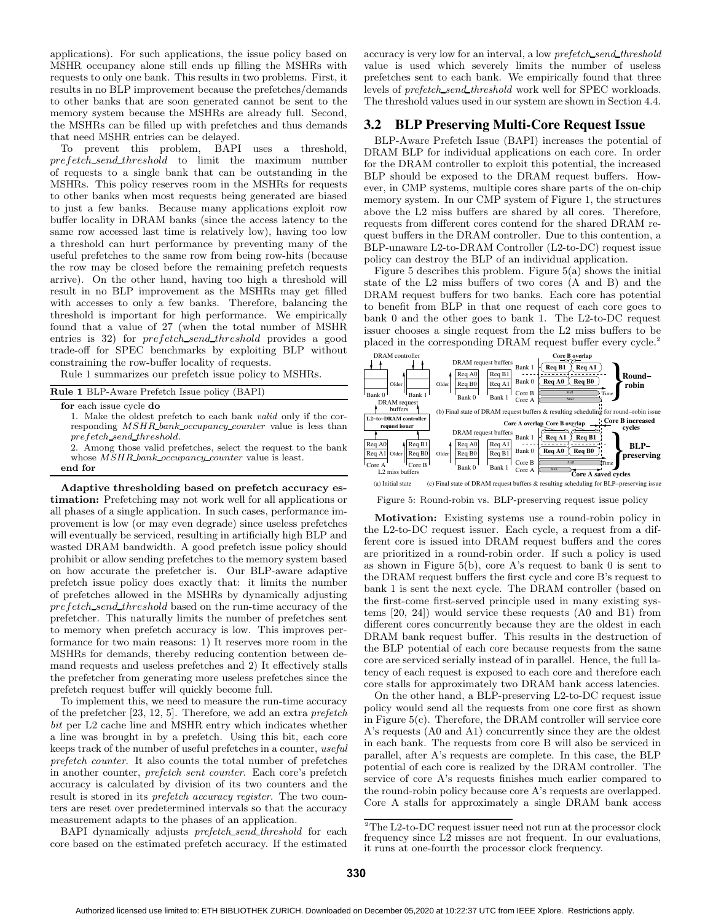applications). For such applications, the issue policy based on MSHR occupancy alone still ends up filling the MSHRs with requests to only one bank. This results in two problems. First, it results in no BLP improvement because the prefetches/demands to other banks that are soon generated cannot be sent to the memory system because the MSHRs are already full. Second, the MSHRs can be filled up with prefetches and thus demands that need MSHR entries can be delayed.

To prevent this problem, BAPI uses a threshold, *prefetch_send_threshold* to limit the maximum number of requests to a single bank that can be outstanding in the MSHRs. This policy reserves room in the MSHRs for requests to other banks when most requests being generated are biased to just a few banks. Because many applications exploit row buffer locality in DRAM banks (since the access latency to the same row accessed last time is relatively low), having too low a threshold can hurt performance by preventing many of the useful prefetches to the same row from being row-hits (because the row may be closed before the remaining prefetch requests arrive). On the other hand, having too high a threshold will result in no BLP improvement as the MSHRs may get filled with accesses to only a few banks. Therefore, balancing the threshold is important for high performance. We empirically found that a value of 27 (when the total number of MSHR entries is 32) for *prefetch_send_threshold* provides a good trade-off for SPEC benchmarks by exploiting BLP without constraining the row-buffer locality of requests.

Rule 1 summarizes our prefetch issue policy to MSHRs.

**Rule 1** BLP-Aware Prefetch Issue policy (BAPI)

**for** each issue cycle **do**
1. Make the oldest prefetch to each bank *valid* only if the corresponding *MSHR_bank_occupancy_counter* value is less than *prefetch_send_threshold*.
2. Among those valid prefetches, select the request to the bank whose *MSHR_bank_occupancy_counter* value is least.

**end for**

**Adaptive thresholding based on prefetch accuracy estimation:** Prefetching may not work well for all applications or all phases of a single application. In such cases, performance improvement is low (or may even degrade) since useless prefetches will eventually be serviced, resulting in artificially high BLP and wasted DRAM bandwidth. A good prefetch issue policy should prohibit or allow sending prefetches to the memory system based on how accurate the prefetcher is. Our BLP-aware adaptive prefetch issue policy does exactly that: it limits the number of prefetches allowed in the MSHRs by dynamically adjusting *prefetch_send_threshold* based on the run-time accuracy of the prefetcher. This naturally limits the number of prefetches sent to memory when prefetch accuracy is low. This improves performance for two main reasons: 1) It reserves more room in the MSHRs for demands, thereby reducing contention between demand requests and useless prefetches and 2) It effectively stalls the prefetcher from generating more useless prefetches since the prefetch request buffer will quickly become full.

To implement this, we need to measure the run-time accuracy of the prefetcher [23, 12, 5]. Therefore, we add an extra *prefetch bit* per L2 cache line and MSHR entry which indicates whether a line was brought in by a prefetch. Using this bit, each core keeps track of the number of useful prefetches in a counter, *useful prefetch counter*. It also counts the total number of prefetches in another counter, *prefetch sent counter*. Each core's prefetch accuracy is calculated by division of its two counters and the result is stored in its *prefetch accuracy register*. The two counters are reset over predetermined intervals so that the accuracy measurement adapts to the phases of an application.

BAPI dynamically adjusts *prefetch_send_threshold* for each core based on the estimated prefetch accuracy. If the estimated accuracy is very low for an interval, a low *prefetch_send_threshold* value is used which severely limits the number of useless prefetches sent to each bank. We empirically found that three levels of *prefetch_send_threshold* work well for SPEC workloads. The threshold values used in our system are shown in Section 4.4.

## 3.2 BLP Preserving Multi-Core Request Issue

BLP-Aware Prefetch Issue (BAPI) increases the potential of DRAM BLP for individual applications on each core. In order for the DRAM controller to exploit this potential, the increased BLP should be exposed to the DRAM request buffers. However, in CMP systems, multiple cores share parts of the on-chip memory system. In our CMP system of Figure 1, the structures above the L2 miss buffers are shared by all cores. Therefore, requests from different cores contend for the shared DRAM request buffers in the DRAM controller. Due to this contention, a BLP-unaware L2-to-DRAM Controller (L2-to-DC) request issue policy can destroy the BLP of an individual application.

Figure 5 describes this problem. Figure 5(a) shows the initial state of the L2 miss buffers of two cores (A and B) and the DRAM request buffers for two banks. Each core has potential to benefit from BLP in that one request of each core goes to bank 0 and the other goes to bank 1. The L2-to-DC request issuer chooses a single request from the L2 miss buffers to be placed in the corresponding DRAM request buffer every cycle.[2]

Figure 5: Round-robin vs. BLP-preserving request issue policy

**Motivation:** Existing systems use a round-robin policy in the L2-to-DC request issuer. Each cycle, a request from a different core is issued into DRAM request buffers and the cores are prioritized in a round-robin order. If such a policy is used as shown in Figure 5(b), core A's request to bank 0 is sent to the DRAM request buffers the first cycle and core B's request to bank 1 is sent the next cycle. The DRAM controller (based on the first-come first-served principle used in many existing systems [20, 24]) would service these requests (A0 and B1) from different cores concurrently because they are the oldest in each DRAM bank request buffer. This results in the destruction of the BLP potential of each core because requests from the same core are serviced serially instead of in parallel. Hence, the full latency of each request is exposed to each core and therefore each core stalls for approximately two DRAM bank access latencies.

On the other hand, a BLP-preserving L2-to-DC request issue policy would send all the requests from one core first as shown in Figure 5(c). Therefore, the DRAM controller will service core A's requests (A0 and A1) concurrently since they are the oldest in each bank. The requests from core B will also be serviced in parallel, after A's requests are complete. In this case, the BLP potential of each core is realized by the DRAM controller. The service of core A's requests finishes much earlier compared to the round-robin policy because core A's requests are overlapped. Core A stalls for approximately a single DRAM bank access

[2] The L2-to-DC request issuer need not run at the processor clock frequency since L2 misses are not frequent. In our evaluations, it runs at one-fourth the processor clock frequency.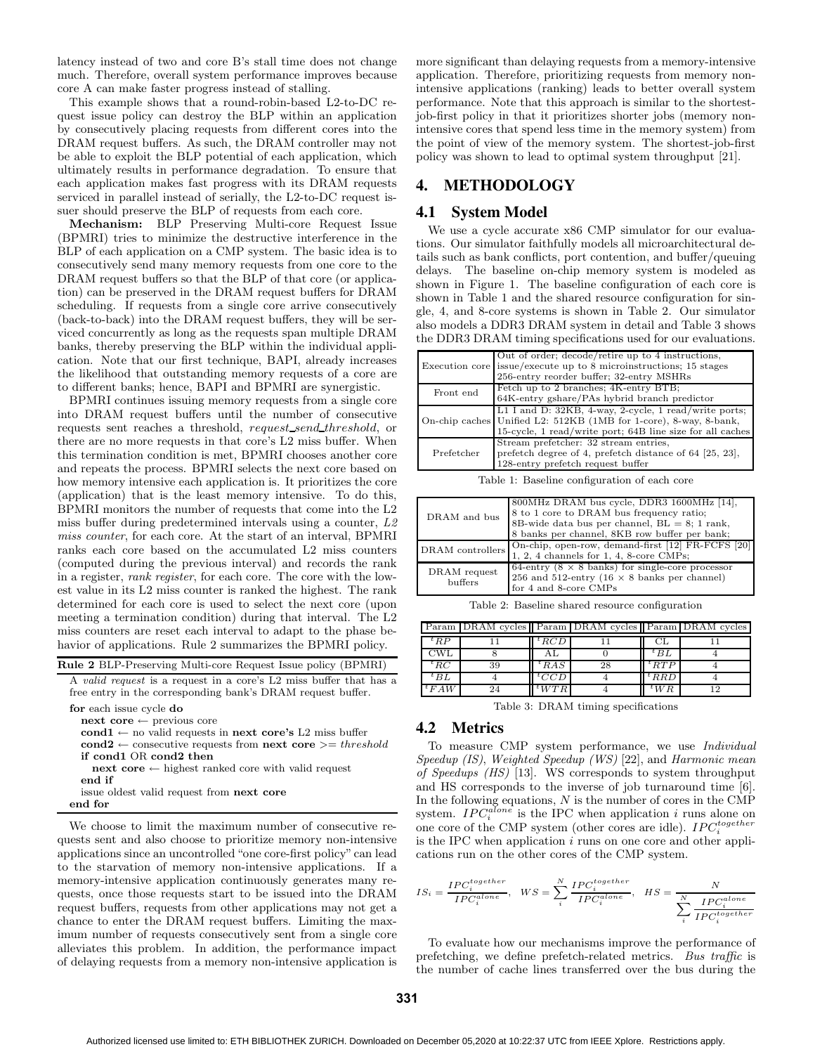latency instead of two and core B's stall time does not change much. Therefore, overall system performance improves because core A can make faster progress instead of stalling.

This example shows that a round-robin-based L2-to-DC request issue policy can destroy the BLP within an application by consecutively placing requests from different cores into the DRAM request buffers. As such, the DRAM controller may not be able to exploit the BLP potential of each application, which ultimately results in performance degradation. To ensure that each application makes fast progress with its DRAM requests serviced in parallel instead of serially, the L2-to-DC request issuer should preserve the BLP of requests from each core.

**Mechanism:** BLP Preserving Multi-core Request Issue (BPMRI) tries to minimize the destructive interference in the BLP of each application on a CMP system. The basic idea is to consecutively send many memory requests from one core to the DRAM request buffers so that the BLP of that core (or application) can be preserved in the DRAM request buffers for DRAM scheduling. If requests from a single core arrive consecutively (back-to-back) into the DRAM request buffers, they will be serviced concurrently as long as the requests span multiple DRAM banks, thereby preserving the BLP within the individual application. Note that our first technique, BAPI, already increases the likelihood that outstanding memory requests of a core are to different banks; hence, BAPI and BPMRI are synergistic.

BPMRI continues issuing memory requests from a single core into DRAM request buffers until the number of consecutive requests sent reaches a threshold, *request_send_threshold*, or there are no more requests in that core's L2 miss buffer. When this termination condition is met, BPMRI chooses another core and repeats the process. BPMRI selects the next core based on how memory intensive each application is. It prioritizes the core (application) that is the least memory intensive. To do this, BPMRI monitors the number of requests that come into the L2 miss buffer during predetermined intervals using a counter, *L2 miss counter*, for each core. At the start of an interval, BPMRI ranks each core based on the accumulated L2 miss counters (computed during the previous interval) and records the rank in a register, *rank register*, for each core. The core with the lowest value in its L2 miss counter is ranked the highest. The rank determined for each core is used to select the next core (upon meeting a termination condition) during that interval. The L2 miss counters are reset each interval to adapt to the phase behavior of applications. Rule 2 summarizes the BPMRI policy.

**Rule 2** BLP-Preserving Multi-core Request Issue policy (BPMRI)

A *valid request* is a request in a core's L2 miss buffer that has a free entry in the corresponding bank's DRAM request buffer.

```
for each issue cycle do
  next core ← previous core
  cond1 ← no valid requests in next core's L2 miss buffer
  cond2 ← consecutive requests from next core >= threshold
  if cond1 OR cond2 then
    next core ← highest ranked core with valid request
  end if
  issue oldest valid request from next core
end for
```

We choose to limit the maximum number of consecutive requests sent and also choose to prioritize memory non-intensive applications since an uncontrolled "one core-first policy" can lead to the starvation of memory non-intensive applications. If a memory-intensive application continuously generates many requests, once those requests start to be issued into the DRAM request buffers, requests from other applications may not get a chance to enter the DRAM request buffers. Limiting the maximum number of requests consecutively sent from a single core alleviates this problem. In addition, the performance impact of delaying requests from a memory non-intensive application is more significant than delaying requests from a memory-intensive application. Therefore, prioritizing requests from memory non-intensive applications (ranking) leads to better overall system performance. Note that this approach is similar to the shortest-job-first policy in that it prioritizes shorter jobs (memory non-intensive cores that spend less time in the memory system) from the point of view of the memory system. The shortest-job-first policy was shown to lead to optimal system throughput [21].

## 4. METHODOLOGY

### 4.1 System Model

We use a cycle accurate x86 CMP simulator for our evaluations. Our simulator faithfully models all microarchitectural details such as bank conflicts, port contention, and buffer/queuing delays. The baseline on-chip memory system is modeled as shown in Figure 1. The baseline configuration of each core is shown in Table 1 and the shared resource configuration for single, 4, and 8-core systems is shown in Table 2. Our simulator also models a DDR3 DRAM system in detail and Table 3 shows the DDR3 DRAM timing specifications used for our evaluations.

| | |
|---|---|
| Execution core | Out of order; decode/retire up to 4 instructions, issue/execute up to 8 microinstructions; 15 stages 256-entry reorder buffer; 32-entry MSHRs |
| Front end | Fetch up to 2 branches; 4K-entry BTB; 64K-entry gshare/PAs hybrid branch predictor |
| On-chip caches | L1 I and D: 32KB, 4-way, 2-cycle, 1 read/write ports; Unified L2: 512KB (1MB for 1-core), 8-way, 8-bank, 15-cycle, 1 read/write port; 64B line size for all caches |
| Prefetcher | Stream prefetcher: 32 stream entries, prefetch degree of 4, prefetch distance of 64 [25, 23], 128-entry prefetch request buffer |

Table 1: Baseline configuration of each core

| | |
|---|---|
| DRAM and bus | 800MHz DRAM bus cycle, DDR3 1600MHz [14], 8 to 1 core to DRAM bus frequency ratio; 8B-wide data bus per channel, BL = 8; 1 rank, 8 banks per channel, 8KB row buffer per bank; |
| DRAM controllers | On-chip, open-row, demand-first [12] FR-FCFS [20] 1, 2, 4 channels for 1, 4, 8-core CMPs; |
| DRAM request buffers | 64-entry (8 × 8 banks) for single-core processor 256 and 512-entry (16 × 8 banks per channel) for 4 and 8-core CMPs |

Table 2: Baseline shared resource configuration

| Param | DRAM cycles | Param | DRAM cycles | Param | DRAM cycles |
|---|---|---|---|---|---|
| $^tRP$ | 11 | $^tRCD$ | 11 | CL | 11 |
| CWL | 8 | AL | 0 | $^tBL$ | 4 |
| $^tRC$ | 39 | $^tRAS$ | 28 | $^tRTP$ | 4 |
| $^tBL$ | 4 | $^tCCD$ | 4 | $^tRRD$ | 4 |
| $^tFAW$ | 24 | $^tWTR$ | 4 | $^tWR$ | 12 |

Table 3: DRAM timing specifications

### 4.2 Metrics

To measure CMP system performance, we use *Individual Speedup (IS)*, *Weighted Speedup (WS)* [22], and *Harmonic mean of Speedups (HS)* [13]. WS corresponds to system throughput and HS corresponds to the inverse of job turnaround time [6]. In the following equations, $N$ is the number of cores in the CMP system. $IPC_i^{alone}$ is the IPC when application $i$ runs alone on one core of the CMP system (other cores are idle). $IPC_i^{together}$ is the IPC when application $i$ runs on one core and other applications run on the other cores of the CMP system.

$$IS_i = \frac{IPC_i^{together}}{IPC_i^{alone}}, \quad WS = \sum_i^N \frac{IPC_i^{together}}{IPC_i^{alone}}, \quad HS = \frac{N}{\sum_i^N \frac{IPC_i^{alone}}{IPC_i^{together}}}$$

To evaluate how our mechanisms improve the performance of prefetching, we define prefetch-related metrics. *Bus traffic* is the number of cache lines transferred over the bus during the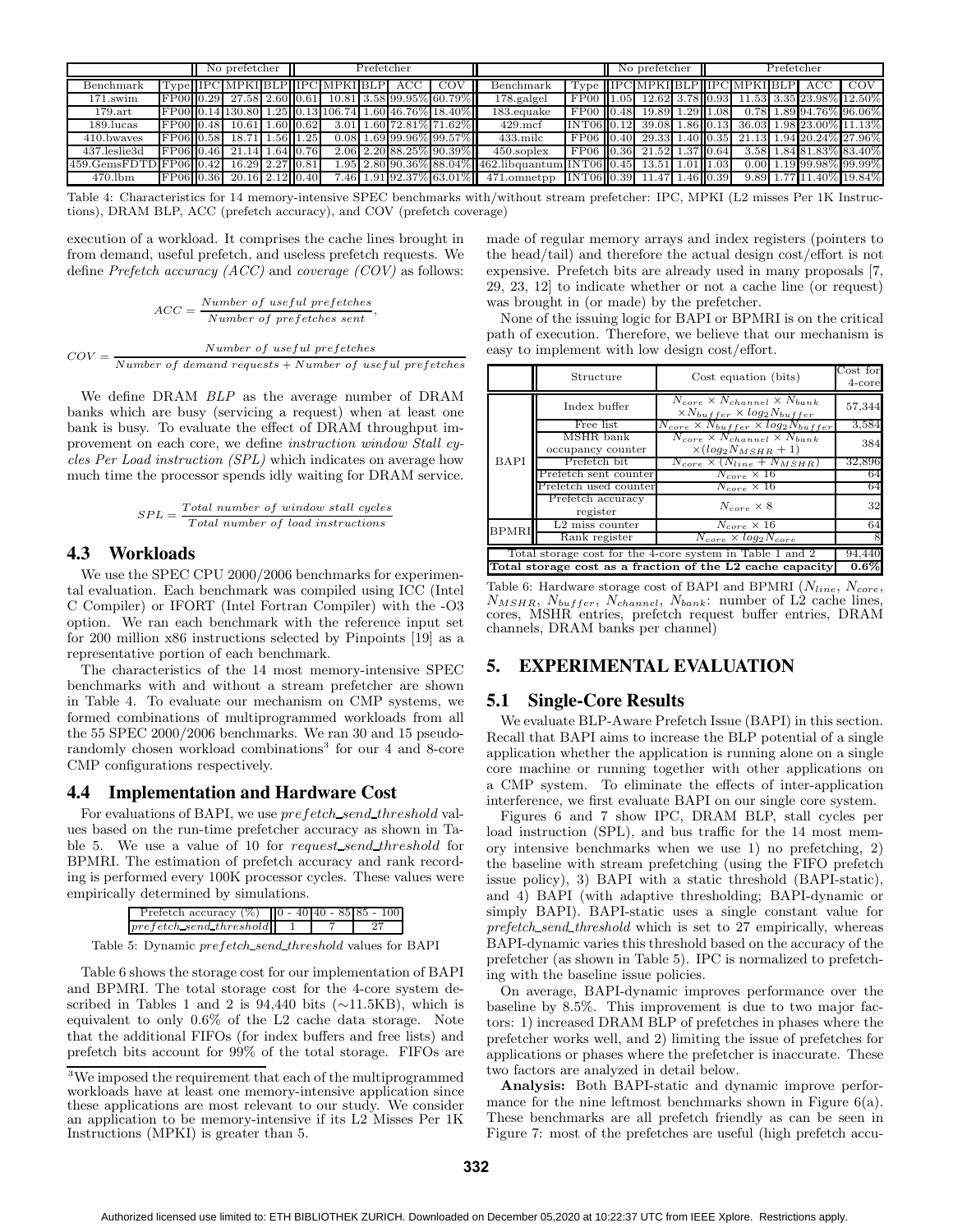| | | No prefetcher | | | Prefetcher | | | | | | | No prefetcher | | | Prefetcher | | | | |
|---|---|---|---|---|---|---|---|---|---|---|---|---|---|---|---|---|---|---|---|
| Benchmark | Type | IPC | MPKI | BLP | IPC | MPKI | BLP | ACC | COV | Benchmark | Type | IPC | MPKI | BLP | IPC | MPKI | BLP | ACC | COV |
| 171.swim | FP00 | 0.29 | 27.58 | 2.60 | 0.61 | 10.81 | 3.58 | 99.95% | 60.79% | 178.galgel | FP00 | 1.05 | 12.62 | 3.78 | 0.93 | 11.53 | 3.35 | 23.98% | 12.50% |
| 179.art | FP00 | 0.14 | 130.80 | 1.25 | 0.13 | 106.74 | 1.60 | 46.76% | 18.40% | 183.equake | FP00 | 0.48 | 19.89 | 1.29 | 1.08 | 0.78 | 1.89 | 94.76% | 96.06% |
| 189.lucas | FP00 | 0.48 | 10.61 | 1.60 | 0.62 | 3.01 | 1.60 | 72.81% | 71.62% | 429.mcf | INT06 | 0.12 | 39.08 | 1.86 | 0.13 | 36.03 | 1.98 | 23.00% | 11.13% |
| 410.bwaves | FP06 | 0.58 | 18.71 | 1.56 | 1.25 | 0.08 | 1.69 | 99.96% | 99.57% | 433.milc | FP06 | 0.40 | 29.33 | 1.40 | 0.35 | 21.13 | 1.94 | 20.24% | 27.96% |
| 437.leslie3d | FP06 | 0.46 | 21.14 | 1.64 | 0.76 | 2.06 | 2.20 | 88.25% | 90.39% | 450.soplex | FP06 | 0.36 | 21.52 | 1.37 | 0.64 | 3.58 | 1.84 | 81.83% | 83.40% |
| 459.GemsFDTD | FP06 | 0.42 | 16.29 | 2.27 | 0.81 | 1.95 | 2.80 | 90.36% | 88.04% | 462.libquantum | INT06 | 0.45 | 13.51 | 1.01 | 1.03 | 0.00 | 1.19 | 99.98% | 99.99% |
| 470.lbm | FP06 | 0.36 | 20.16 | 2.12 | 0.40 | 7.46 | 1.91 | 92.37% | 63.01% | 471.omnetpp | INT06 | 0.39 | 11.47 | 1.46 | 0.39 | 9.89 | 1.77 | 11.40% | 19.84% |

Table 4: Characteristics for 14 memory-intensive SPEC benchmarks with/without stream prefetcher: IPC, MPKI (L2 misses Per 1K Instructions), DRAM BLP, ACC (prefetch accuracy), and COV (prefetch coverage)

execution of a workload. It comprises the cache lines brought in from demand, useful prefetch, and useless prefetch requests. We define *Prefetch accuracy (ACC)* and *coverage (COV)* as follows:

$$ACC = \frac{Number\ of\ useful\ prefetches}{Number\ of\ prefetches\ sent},$$

$$COV = \frac{Number\ of\ useful\ prefetches}{Number\ of\ demand\ requests + Number\ of\ useful\ prefetches}$$

We define DRAM *BLP* as the average number of DRAM banks which are busy (servicing a request) when at least one bank is busy. To evaluate the effect of DRAM throughput improvement on each core, we define *instruction window Stall cycles Per Load instruction (SPL)* which indicates on average how much time the processor spends idly waiting for DRAM service.

$$SPL = \frac{Total\ number\ of\ window\ stall\ cycles}{Total\ number\ of\ load\ instructions}$$

## 4.3 Workloads

We use the SPEC CPU 2000/2006 benchmarks for experimental evaluation. Each benchmark was compiled using ICC (Intel C Compiler) or IFORT (Intel Fortran Compiler) with the -O3 option. We ran each benchmark with the reference input set for 200 million x86 instructions selected by Pinpoints [19] as a representative portion of each benchmark.

The characteristics of the 14 most memory-intensive SPEC benchmarks with and without a stream prefetcher are shown in Table 4. To evaluate our mechanism on CMP systems, we formed combinations of multiprogrammed workloads from all the 55 SPEC 2000/2006 benchmarks. We ran 30 and 15 pseudo-randomly chosen workload combinations[3] for our 4 and 8-core CMP configurations respectively.

## 4.4 Implementation and Hardware Cost

For evaluations of BAPI, we use *prefetch_send_threshold* values based on the run-time prefetcher accuracy as shown in Table 5. We use a value of 10 for *request_send_threshold* for BPMRI. The estimation of prefetch accuracy and rank recording is performed every 100K processor cycles. These values were empirically determined by simulations.

| Prefetch accuracy (%) | 0 - 40 | 40 - 85 | 85 - 100 |
|---|---|---|---|
| *prefetch_send_threshold* | 1 | 7 | 27 |

Table 5: Dynamic *prefetch_send_threshold* values for BAPI

Table 6 shows the storage cost for our implementation of BAPI and BPMRI. The total storage cost for the 4-core system described in Tables 1 and 2 is 94,440 bits (∼11.5KB), which is equivalent to only 0.6% of the L2 cache data storage. Note that the additional FIFOs (for index buffers and free lists) and prefetch bits account for 99% of the total storage. FIFOs are made of regular memory arrays and index registers (pointers to the head/tail) and therefore the actual design cost/effort is not expensive. Prefetch bits are already used in many proposals [7, 29, 23, 12] to indicate whether or not a cache line (or request) was brought in (or made) by the prefetcher.

None of the issuing logic for BAPI or BPMRI is on the critical path of execution. Therefore, we believe that our mechanism is easy to implement with low design cost/effort.

| | Structure | Cost equation (bits) | Cost for 4-core |
|---|---|---|---|
| BAPI | Index buffer | $N_{core} \times N_{channel} \times N_{bank} \times N_{buffer} \times log_2 N_{buffer}$ | 57,344 |
| | Free list | $N_{core} \times N_{buffer} \times log_2 N_{buffer}$ | 3,584 |
| | MSHR bank occupancy counter | $N_{core} \times N_{channel} \times N_{bank} \times (log_2 N_{MSHR} + 1)$ | 384 |
| | Prefetch bit | $N_{core} \times (N_{line} + N_{MSHR})$ | 32,896 |
| | Prefetch sent counter | $N_{core} \times 16$ | 64 |
| | Prefetch used counter | $N_{core} \times 16$ | 64 |
| | Prefetch accuracy register | $N_{core} \times 8$ | 32 |
| BPMRI | L2 miss counter | $N_{core} \times 16$ | 64 |
| | Rank register | $N_{core} \times log_2 N_{core}$ | 8 |
| Total storage cost for the 4-core system in Table 1 and 2 | | | 94,440 |
| **Total storage cost as a fraction of the L2 cache capacity** | | | **0.6%** |

Table 6: Hardware storage cost of BAPI and BPMRI ($N_{line}$, $N_{core}$, $N_{MSHR}$, $N_{buffer}$, $N_{channel}$, $N_{bank}$: number of L2 cache lines, cores, MSHR entries, prefetch request buffer entries, DRAM channels, DRAM banks per channel)

# 5. EXPERIMENTAL EVALUATION

## 5.1 Single-Core Results

We evaluate BLP-Aware Prefetch Issue (BAPI) in this section. Recall that BAPI aims to increase the BLP potential of a single application whether the application is running alone on a single core machine or running together with other applications on a CMP system. To eliminate the effects of inter-application interference, we first evaluate BAPI on our single core system.

Figures 6 and 7 show IPC, DRAM BLP, stall cycles per load instruction (SPL), and bus traffic for the 14 most memory intensive benchmarks when we use 1) no prefetching, 2) the baseline with stream prefetching (using the FIFO prefetch issue policy), 3) BAPI with a static threshold (BAPI-static), and 4) BAPI (with adaptive thresholding; BAPI-dynamic or simply BAPI). BAPI-static uses a single constant value for *prefetch_send_threshold* which is set to 27 empirically, whereas BAPI-dynamic varies this threshold based on the accuracy of the prefetcher (as shown in Table 5). IPC is normalized to prefetching with the baseline issue policies.

On average, BAPI-dynamic improves performance over the baseline by 8.5%. This improvement is due to two major factors: 1) increased DRAM BLP of prefetches in phases where the prefetcher works well, and 2) limiting the issue of prefetches for applications or phases where the prefetcher is inaccurate. These two factors are analyzed in detail below.

**Analysis:** Both BAPI-static and dynamic improve performance for the nine leftmost benchmarks shown in Figure 6(a). These benchmarks are all prefetch friendly as can be seen in Figure 7: most of the prefetches are useful (high prefetch accu-

[3] We imposed the requirement that each of the multiprogrammed workloads have at least one memory-intensive application since these applications are most relevant to our study. We consider an application to be memory-intensive if its L2 Misses Per 1K Instructions (MPKI) is greater than 5.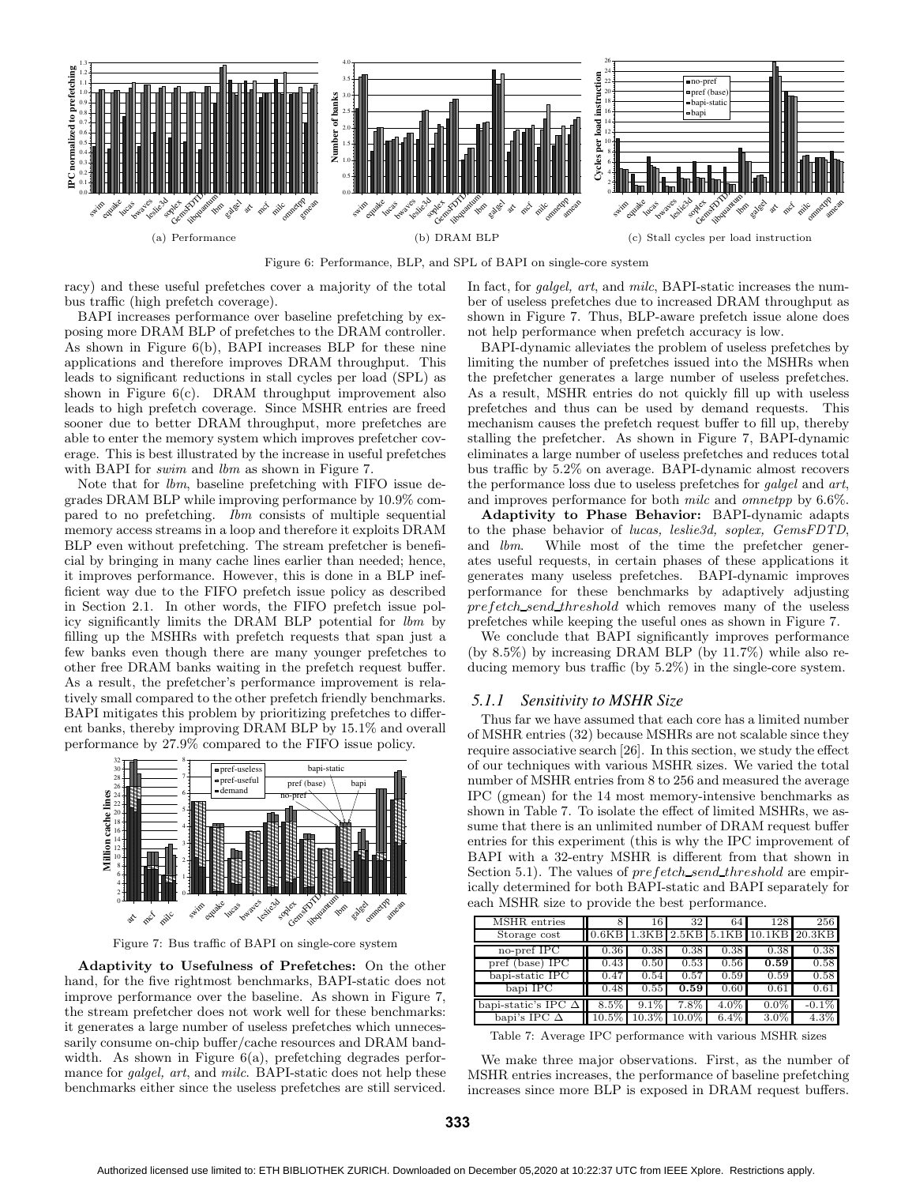Figure 6: Performance, BLP, and SPL of BAPI on single-core system

(a) Performance

(b) DRAM BLP

(c) Stall cycles per load instruction

racy) and these useful prefetches cover a majority of the total bus traffic (high prefetch coverage).

BAPI increases performance over baseline prefetching by exposing more DRAM BLP of prefetches to the DRAM controller. As shown in Figure 6(b), BAPI increases BLP for these nine applications and therefore improves DRAM throughput. This leads to significant reductions in stall cycles per load (SPL) as shown in Figure 6(c). DRAM throughput improvement also leads to high prefetch coverage. Since MSHR entries are freed sooner due to better DRAM throughput, more prefetches are able to enter the memory system which improves prefetcher coverage. This is best illustrated by the increase in useful prefetches with BAPI for *swim* and *lbm* as shown in Figure 7.

Note that for *lbm*, baseline prefetching with FIFO issue degrades DRAM BLP while improving performance by 10.9% compared to no prefetching. *lbm* consists of multiple sequential memory access streams in a loop and therefore it exploits DRAM BLP even without prefetching. The stream prefetcher is beneficial by bringing in many cache lines earlier than needed; hence, it improves performance. However, this is done in a BLP inefficient way due to the FIFO prefetch issue policy as described in Section 2.1. In other words, the FIFO prefetch issue policy significantly limits the DRAM BLP potential for *lbm* by filling up the MSHRs with prefetch requests that span just a few banks even though there are many younger prefetches to other free DRAM banks waiting in the prefetch request buffer. As a result, the prefetcher's performance improvement is relatively small compared to the other prefetch friendly benchmarks. BAPI mitigates this problem by prioritizing prefetches to different banks, thereby improving DRAM BLP by 15.1% and overall performance by 27.9% compared to the FIFO issue policy.

Figure 7: Bus traffic of BAPI on single-core system

**Adaptivity to Usefulness of Prefetches:** On the other hand, for the five rightmost benchmarks, BAPI-static does not improve performance over the baseline. As shown in Figure 7, the stream prefetcher does not work well for these benchmarks: it generates a large number of useless prefetches which unnecessarily consume on-chip buffer/cache resources and DRAM bandwidth. As shown in Figure 6(a), prefetching degrades performance for *galgel, art*, and *milc*. BAPI-static does not help these benchmarks either since the useless prefetches are still serviced. In fact, for *galgel, art*, and *milc*, BAPI-static increases the number of useless prefetches due to increased DRAM throughput as shown in Figure 7. Thus, BLP-aware prefetch issue alone does not help performance when prefetch accuracy is low.

BAPI-dynamic alleviates the problem of useless prefetches by limiting the number of prefetches issued into the MSHRs when the prefetcher generates a large number of useless prefetches. As a result, MSHR entries do not quickly fill up with useless prefetches and thus can be used by demand requests. This mechanism causes the prefetch request buffer to fill up, thereby stalling the prefetcher. As shown in Figure 7, BAPI-dynamic eliminates a large number of useless prefetches and reduces total bus traffic by 5.2% on average. BAPI-dynamic almost recovers the performance loss due to useless prefetches for *galgel* and *art*, and improves performance for both *milc* and *omnetpp* by 6.6%.

**Adaptivity to Phase Behavior:** BAPI-dynamic adapts to the phase behavior of *lucas, leslie3d, soplex, GemsFDTD*, and *lbm*. While most of the time the prefetcher generates useful requests, in certain phases of these applications it generates many useless prefetches. BAPI-dynamic improves performance for these benchmarks by adaptively adjusting *prefetch_send_threshold* which removes many of the useless prefetches while keeping the useful ones as shown in Figure 7.

We conclude that BAPI significantly improves performance (by 8.5%) by increasing DRAM BLP (by 11.7%) while also reducing memory bus traffic (by 5.2%) in the single-core system.

### 5.1.1 Sensitivity to MSHR Size

Thus far we have assumed that each core has a limited number of MSHR entries (32) because MSHRs are not scalable since they require associative search [26]. In this section, we study the effect of our techniques with various MSHR sizes. We varied the total number of MSHR entries from 8 to 256 and measured the average IPC (gmean) for the 14 most memory-intensive benchmarks as shown in Table 7. To isolate the effect of limited MSHRs, we assume that there is an unlimited number of DRAM request buffer entries for this experiment (this is why the IPC improvement of BAPI with a 32-entry MSHR is different from that shown in Section 5.1). The values of *prefetch_send_threshold* are empirically determined for both BAPI-static and BAPI separately for each MSHR size to provide the best performance.

| MSHR entries | 8 | 16 | 32 | 64 | 128 | 256 |
|---|---|---|---|---|---|---|
| Storage cost | 0.6KB | 1.3KB | 2.5KB | 5.1KB | 10.1KB | 20.3KB |
| no-pref IPC | 0.36 | 0.38 | 0.38 | 0.38 | 0.38 | 0.38 |
| pref (base) IPC | 0.43 | 0.50 | 0.53 | 0.56 | **0.59** | 0.58 |
| bapi-static IPC | 0.47 | 0.54 | 0.57 | 0.59 | 0.59 | 0.58 |
| bapi IPC | 0.48 | 0.55 | **0.59** | 0.60 | 0.61 | 0.61 |
| bapi-static's IPC Δ | 8.5% | 9.1% | 7.8% | 4.0% | 0.0% | -0.1% |
| bapi's IPC Δ | 10.5% | 10.3% | 10.0% | 6.4% | 3.0% | 4.3% |

Table 7: Average IPC performance with various MSHR sizes

We make three major observations. First, as the number of MSHR entries increases, the performance of baseline prefetching increases since more BLP is exposed in DRAM request buffers.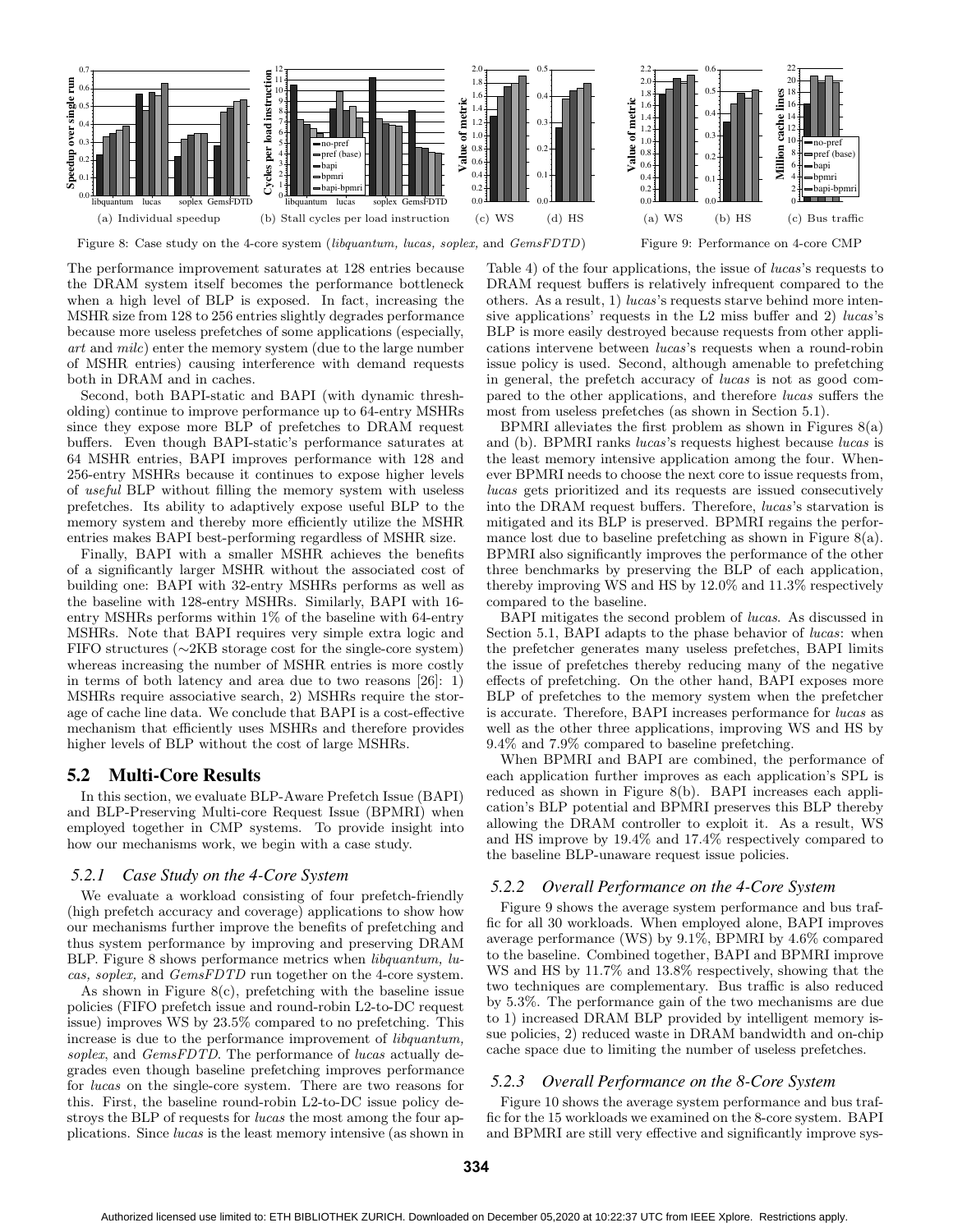Figure 8: Case study on the 4-core system (*libquantum, lucas, soplex,* and *GemsFDTD*)

(a) Individual speedup (b) Stall cycles per load instruction (c) WS (d) HS

Figure 9: Performance on 4-core CMP

(a) WS (b) HS (c) Bus traffic

The performance improvement saturates at 128 entries because the DRAM system itself becomes the performance bottleneck when a high level of BLP is exposed. In fact, increasing the MSHR size from 128 to 256 entries slightly degrades performance because more useless prefetches of some applications (especially, *art* and *milc*) enter the memory system (due to the large number of MSHR entries) causing interference with demand requests both in DRAM and in caches.

Second, both BAPI-static and BAPI (with dynamic thresholding) continue to improve performance up to 64-entry MSHRs since they expose more BLP of prefetches to DRAM request buffers. Even though BAPI-static's performance saturates at 64 MSHR entries, BAPI improves performance with 128 and 256-entry MSHRs because it continues to expose higher levels of *useful* BLP without filling the memory system with useless prefetches. Its ability to adaptively expose useful BLP to the memory system and thereby more efficiently utilize the MSHR entries makes BAPI best-performing regardless of MSHR size.

Finally, BAPI with a smaller MSHR achieves the benefits of a significantly larger MSHR without the associated cost of building one: BAPI with 32-entry MSHRs performs as well as the baseline with 128-entry MSHRs. Similarly, BAPI with 16-entry MSHRs performs within 1% of the baseline with 64-entry MSHRs. Note that BAPI requires very simple extra logic and FIFO structures (∼2KB storage cost for the single-core system) whereas increasing the number of MSHR entries is more costly in terms of both latency and area due to two reasons [26]: 1) MSHRs require associative search, 2) MSHRs require the storage of cache line data. We conclude that BAPI is a cost-effective mechanism that efficiently uses MSHRs and therefore provides higher levels of BLP without the cost of large MSHRs.

## 5.2 Multi-Core Results

In this section, we evaluate BLP-Aware Prefetch Issue (BAPI) and BLP-Preserving Multi-core Request Issue (BPMRI) when employed together in CMP systems. To provide insight into how our mechanisms work, we begin with a case study.

### 5.2.1 Case Study on the 4-Core System

We evaluate a workload consisting of four prefetch-friendly (high prefetch accuracy and coverage) applications to show how our mechanisms further improve the benefits of prefetching and thus system performance by improving and preserving DRAM BLP. Figure 8 shows performance metrics when *libquantum, lucas, soplex,* and *GemsFDTD* run together on the 4-core system.

As shown in Figure 8(c), prefetching with the baseline issue policies (FIFO prefetch issue and round-robin L2-to-DC request issue) improves WS by 23.5% compared to no prefetching. This increase is due to the performance improvement of *libquantum, soplex*, and *GemsFDTD*. The performance of *lucas* actually degrades even though baseline prefetching improves performance for *lucas* on the single-core system. There are two reasons for this. First, the baseline round-robin L2-to-DC issue policy destroys the BLP of requests for *lucas* the most among the four applications. Since *lucas* is the least memory intensive (as shown in Table 4) of the four applications, the issue of *lucas*'s requests to DRAM request buffers is relatively infrequent compared to the others. As a result, 1) *lucas*'s requests starve behind more intensive applications' requests in the L2 miss buffer and 2) *lucas*'s BLP is more easily destroyed because requests from other applications intervene between *lucas*'s requests when a round-robin issue policy is used. Second, although amenable to prefetching in general, the prefetch accuracy of *lucas* is not as good compared to the other applications, and therefore *lucas* suffers the most from useless prefetches (as shown in Section 5.1).

BPMRI alleviates the first problem as shown in Figures 8(a) and (b). BPMRI ranks *lucas*'s requests highest because *lucas* is the least memory intensive application among the four. Whenever BPMRI needs to choose the next core to issue requests from, *lucas* gets prioritized and its requests are issued consecutively into the DRAM request buffers. Therefore, *lucas*'s starvation is mitigated and its BLP is preserved. BPMRI regains the performance lost due to baseline prefetching as shown in Figure 8(a). BPMRI also significantly improves the performance of the other three benchmarks by preserving the BLP of each application, thereby improving WS and HS by 12.0% and 11.3% respectively compared to the baseline.

BAPI mitigates the second problem of *lucas*. As discussed in Section 5.1, BAPI adapts to the phase behavior of *lucas*: when the prefetcher generates many useless prefetches, BAPI limits the issue of prefetches thereby reducing many of the negative effects of prefetching. On the other hand, BAPI exposes more BLP of prefetches to the memory system when the prefetcher is accurate. Therefore, BAPI increases performance for *lucas* as well as the other three applications, improving WS and HS by 9.4% and 7.9% compared to baseline prefetching.

When BPMRI and BAPI are combined, the performance of each application further improves as each application's SPL is reduced as shown in Figure 8(b). BAPI increases each application's BLP potential and BPMRI preserves this BLP thereby allowing the DRAM controller to exploit it. As a result, WS and HS improve by 19.4% and 17.4% respectively compared to the baseline BLP-unaware request issue policies.

### 5.2.2 Overall Performance on the 4-Core System

Figure 9 shows the average system performance and bus traffic for all 30 workloads. When employed alone, BAPI improves average performance (WS) by 9.1%, BPMRI by 4.6% compared to the baseline. Combined together, BAPI and BPMRI improve WS and HS by 11.7% and 13.8% respectively, showing that the two techniques are complementary. Bus traffic is also reduced by 5.3%. The performance gain of the two mechanisms are due to 1) increased DRAM BLP provided by intelligent memory issue policies, 2) reduced waste in DRAM bandwidth and on-chip cache space due to limiting the number of useless prefetches.

### 5.2.3 Overall Performance on the 8-Core System

Figure 10 shows the average system performance and bus traffic for the 15 workloads we examined on the 8-core system. BAPI and BPMRI are still very effective and significantly improve sys-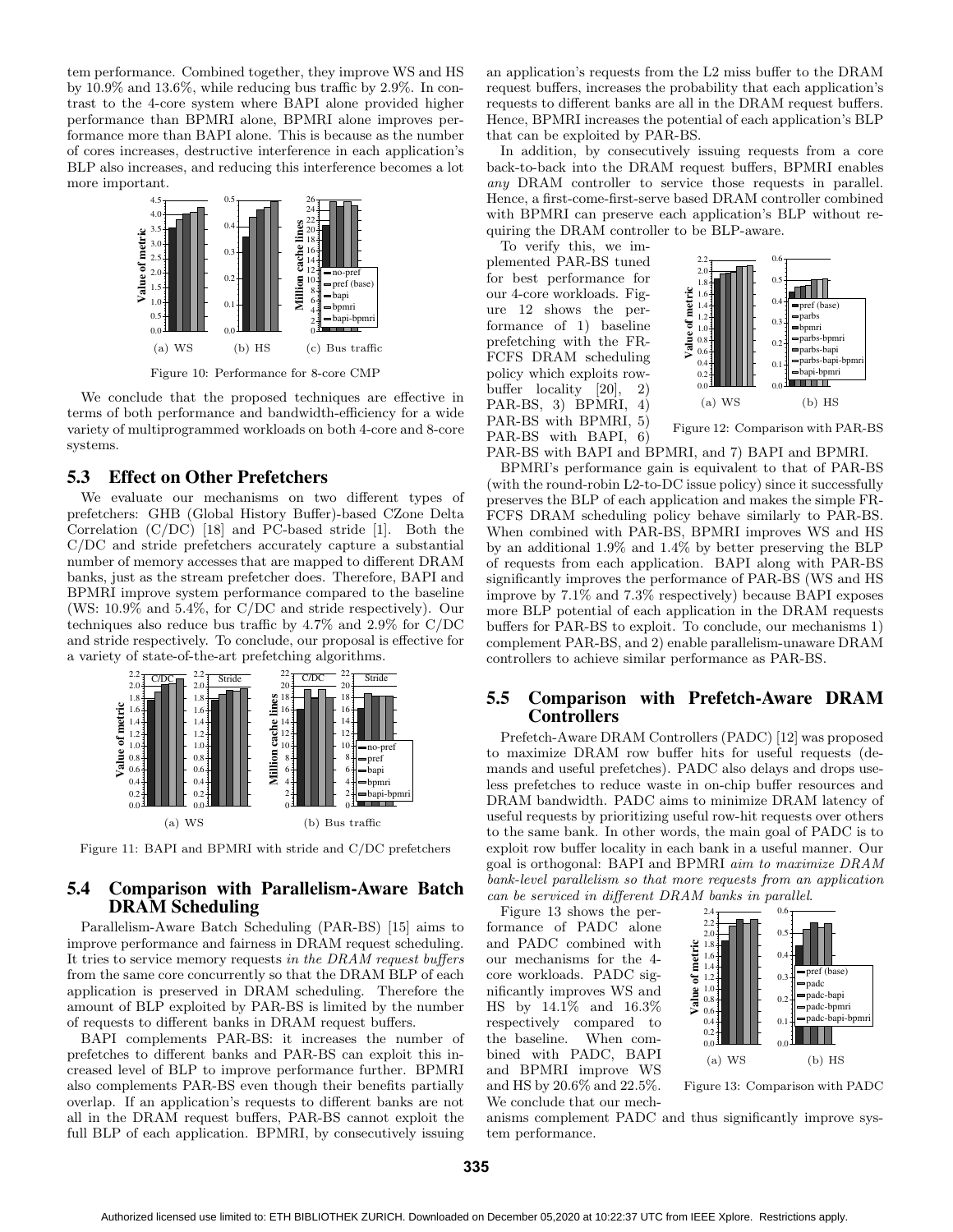tem performance. Combined together, they improve WS and HS by 10.9% and 13.6%, while reducing bus traffic by 2.9%. In contrast to the 4-core system where BAPI alone provided higher performance than BPMRI alone, BPMRI alone improves performance more than BAPI alone. This is because as the number of cores increases, destructive interference in each application's BLP also increases, and reducing this interference becomes a lot more important.

Figure 10: Performance for 8-core CMP

We conclude that the proposed techniques are effective in terms of both performance and bandwidth-efficiency for a wide variety of multiprogrammed workloads on both 4-core and 8-core systems.

## 5.3 Effect on Other Prefetchers

We evaluate our mechanisms on two different types of prefetchers: GHB (Global History Buffer)-based CZone Delta Correlation (C/DC) [18] and PC-based stride [1]. Both the C/DC and stride prefetchers accurately capture a substantial number of memory accesses that are mapped to different DRAM banks, just as the stream prefetcher does. Therefore, BAPI and BPMRI improve system performance compared to the baseline (WS: 10.9% and 5.4%, for C/DC and stride respectively). Our techniques also reduce bus traffic by 4.7% and 2.9% for C/DC and stride respectively. To conclude, our proposal is effective for a variety of state-of-the-art prefetching algorithms.

Figure 11: BAPI and BPMRI with stride and C/DC prefetchers

## 5.4 Comparison with Parallelism-Aware Batch DRAM Scheduling

Parallelism-Aware Batch Scheduling (PAR-BS) [15] aims to improve performance and fairness in DRAM request scheduling. It tries to service memory requests *in the DRAM request buffers* from the same core concurrently so that the DRAM BLP of each application is preserved in DRAM scheduling. Therefore the amount of BLP exploited by PAR-BS is limited by the number of requests to different banks in DRAM request buffers.

BAPI complements PAR-BS: it increases the number of prefetches to different banks and PAR-BS can exploit this increased level of BLP to improve performance further. BPMRI also complements PAR-BS even though their benefits partially overlap. If an application's requests to different banks are not all in the DRAM request buffers, PAR-BS cannot exploit the full BLP of each application. BPMRI, by consecutively issuing an application's requests from the L2 miss buffer to the DRAM request buffers, increases the probability that each application's requests to different banks are all in the DRAM request buffers. Hence, BPMRI increases the potential of each application's BLP that can be exploited by PAR-BS.

In addition, by consecutively issuing requests from a core back-to-back into the DRAM request buffers, BPMRI enables *any* DRAM controller to service those requests in parallel. Hence, a first-come-first-serve based DRAM controller combined with BPMRI can preserve each application's BLP without requiring the DRAM controller to be BLP-aware.

To verify this, we implemented PAR-BS tuned for best performance for our 4-core workloads. Figure 12 shows the performance of 1) baseline prefetching with the FR-FCFS DRAM scheduling policy which exploits row-buffer locality [20], 2) PAR-BS, 3) BPMRI, 4) PAR-BS with BPMRI, 5) PAR-BS with BAPI, 6) PAR-BS with BAPI and BPMRI, and 7) BAPI and BPMRI.

Figure 12: Comparison with PAR-BS

BPMRI's performance gain is equivalent to that of PAR-BS (with the round-robin L2-to-DC issue policy) since it successfully preserves the BLP of each application and makes the simple FR-FCFS DRAM scheduling policy behave similarly to PAR-BS. When combined with PAR-BS, BPMRI improves WS and HS by an additional 1.9% and 1.4% by better preserving the BLP of requests from each application. BAPI along with PAR-BS significantly improves the performance of PAR-BS (WS and HS improve by 7.1% and 7.3% respectively) because BAPI exposes more BLP potential of each application in the DRAM requests buffers for PAR-BS to exploit. To conclude, our mechanisms 1) complement PAR-BS, and 2) enable parallelism-unaware DRAM controllers to achieve similar performance as PAR-BS.

## 5.5 Comparison with Prefetch-Aware DRAM Controllers

Prefetch-Aware DRAM Controllers (PADC) [12] was proposed to maximize DRAM row buffer hits for useful requests (demands and useful prefetches). PADC also delays and drops useless prefetches to reduce waste in on-chip buffer resources and DRAM bandwidth. PADC aims to minimize DRAM latency of useful requests by prioritizing useful row-hit requests over others to the same bank. In other words, the main goal of PADC is to exploit row buffer locality in each bank in a useful manner. Our goal is orthogonal: BAPI and BPMRI *aim to maximize DRAM bank-level parallelism so that more requests from an application can be serviced in different DRAM banks in parallel*.

Figure 13 shows the performance of PADC alone and PADC combined with our mechanisms for the 4-core workloads. PADC significantly improves WS and HS by 14.1% and 16.3% respectively compared to the baseline. When combined with PADC, BAPI and BPMRI improve WS and HS by 20.6% and 22.5%. We conclude that our mechanisms complement PADC and thus significantly improve system performance.

Figure 13: Comparison with PADC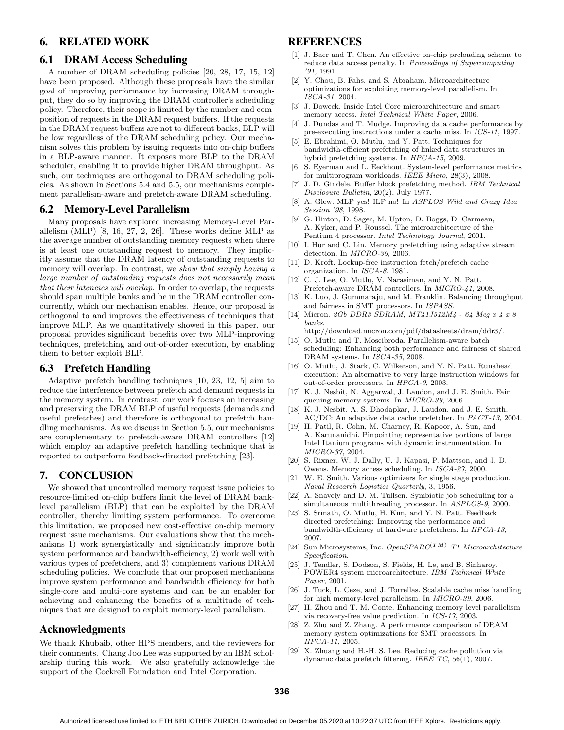## 6. RELATED WORK

### 6.1 DRAM Access Scheduling

A number of DRAM scheduling policies [20, 28, 17, 15, 12] have been proposed. Although these proposals have the similar goal of improving performance by increasing DRAM throughput, they do so by improving the DRAM controller's scheduling policy. Therefore, their scope is limited by the number and composition of requests in the DRAM request buffers. If the requests in the DRAM request buffers are not to different banks, BLP will be low regardless of the DRAM scheduling policy. Our mechanism solves this problem by issuing requests into on-chip buffers in a BLP-aware manner. It exposes more BLP to the DRAM scheduler, enabling it to provide higher DRAM throughput. As such, our techniques are orthogonal to DRAM scheduling policies. As shown in Sections 5.4 and 5.5, our mechanisms complement parallelism-aware and prefetch-aware DRAM scheduling.

### 6.2 Memory-Level Parallelism

Many proposals have explored increasing Memory-Level Parallelism (MLP) [8, 16, 27, 2, 26]. These works define MLP as the average number of outstanding memory requests when there is at least one outstanding request to memory. They implicitly assume that the DRAM latency of outstanding requests to memory will overlap. In contrast, we *show that simply having a large number of outstanding requests does not necessarily mean that their latencies will overlap.* In order to overlap, the requests should span multiple banks and be in the DRAM controller concurrently, which our mechanism enables. Hence, our proposal is orthogonal to and improves the effectiveness of techniques that improve MLP. As we quantitatively showed in this paper, our proposal provides significant benefits over two MLP-improving techniques, prefetching and out-of-order execution, by enabling them to better exploit BLP.

### 6.3 Prefetch Handling

Adaptive prefetch handling techniques [10, 23, 12, 5] aim to reduce the interference between prefetch and demand requests in the memory system. In contrast, our work focuses on increasing and preserving the DRAM BLP of useful requests (demands and useful prefetches) and therefore is orthogonal to prefetch handling mechanisms. As we discuss in Section 5.5, our mechanisms are complementary to prefetch-aware DRAM controllers [12] which employ an adaptive prefetch handling technique that is reported to outperform feedback-directed prefetching [23].

## 7. CONCLUSION

We showed that uncontrolled memory request issue policies to resource-limited on-chip buffers limit the level of DRAM bank-level parallelism (BLP) that can be exploited by the DRAM controller, thereby limiting system performance. To overcome this limitation, we proposed new cost-effective on-chip memory request issue mechanisms. Our evaluations show that the mechanisms 1) work synergistically and significantly improve both system performance and bandwidth-efficiency, 2) work well with various types of prefetchers, and 3) complement various DRAM scheduling policies. We conclude that our proposed mechanisms improve system performance and bandwidth efficiency for both single-core and multi-core systems and can be an enabler for achieving and enhancing the benefits of a multitude of techniques that are designed to exploit memory-level parallelism.

## Acknowledgments

We thank Khubaib, other HPS members, and the reviewers for their comments. Chang Joo Lee was supported by an IBM scholarship during this work. We also gratefully acknowledge the support of the Cockrell Foundation and Intel Corporation.

## REFERENCES

[1] J. Baer and T. Chen. An effective on-chip preloading scheme to reduce data access penalty. In *Proceedings of Supercomputing '91*, 1991.

[2] Y. Chou, B. Fahs, and S. Abraham. Microarchitecture optimizations for exploiting memory-level parallelism. In *ISCA-31*, 2004.

[3] J. Doweck. Inside Intel Core microarchitecture and smart memory access. *Intel Technical White Paper*, 2006.

[4] J. Dundas and T. Mudge. Improving data cache performance by pre-executing instructions under a cache miss. In *ICS-11*, 1997.

[5] E. Ebrahimi, O. Mutlu, and Y. Patt. Techniques for bandwidth-efficient prefetching of linked data structures in hybrid prefetching systems. In *HPCA-15*, 2009.

[6] S. Eyerman and L. Eeckhout. System-level performance metrics for multiprogram workloads. *IEEE Micro*, 28(3), 2008.

[7] J. D. Gindele. Buffer block prefetching method. *IBM Technical Disclosure Bulletin*, 20(2), July 1977.

[8] A. Glew. MLP yes! ILP no! In *ASPLOS Wild and Crazy Idea Session '98*, 1998.

[9] G. Hinton, D. Sager, M. Upton, D. Boggs, D. Carmean, A. Kyker, and P. Roussel. The microarchitecture of the Pentium 4 processor. *Intel Technology Journal*, 2001.

[10] I. Hur and C. Lin. Memory prefetching using adaptive stream detection. In *MICRO-39*, 2006.

[11] D. Kroft. Lockup-free instruction fetch/prefetch cache organization. In *ISCA-8*, 1981.

[12] C. J. Lee, O. Mutlu, V. Narasiman, and Y. N. Patt. Prefetch-aware DRAM controllers. In *MICRO-41*, 2008.

[13] K. Luo, J. Gummaraju, and M. Franklin. Balancing throughput and fairness in SMT processors. In *ISPASS*.

[14] Micron. *2Gb DDR3 SDRAM, MT41J512M4 - 64 Meg x 4 x 8 banks*. http://download.micron.com/pdf/datasheets/dram/ddr3/.

[15] O. Mutlu and T. Moscibroda. Parallelism-aware batch scheduling: Enhancing both performance and fairness of shared DRAM systems. In *ISCA-35*, 2008.

[16] O. Mutlu, J. Stark, C. Wilkerson, and Y. N. Patt. Runahead execution: An alternative to very large instruction windows for out-of-order processors. In *HPCA-9*, 2003.

[17] K. J. Nesbit, N. Aggarwal, J. Laudon, and J. E. Smith. Fair queuing memory systems. In *MICRO-39*, 2006.

[18] K. J. Nesbit, A. S. Dhodapkar, J. Laudon, and J. E. Smith. AC/DC: An adaptive data cache prefetcher. In *PACT-13*, 2004.

[19] H. Patil, R. Cohn, M. Charney, R. Kapoor, A. Sun, and A. Karunanidhi. Pinpointing representative portions of large Intel Itanium programs with dynamic instrumentation. In *MICRO-37*, 2004.

[20] S. Rixner, W. J. Dally, U. J. Kapasi, P. Mattson, and J. D. Owens. Memory access scheduling. In *ISCA-27*, 2000.

[21] W. E. Smith. Various optimizers for single stage production. *Naval Research Logistics Quarterly*, 3, 1956.

[22] A. Snavely and D. M. Tullsen. Symbiotic job scheduling for a simultaneous multithreading processor. In *ASPLOS-9*, 2000.

[23] S. Srinath, O. Mutlu, H. Kim, and Y. N. Patt. Feedback directed prefetching: Improving the performance and bandwidth-efficiency of hardware prefetchers. In *HPCA-13*, 2007.

[24] Sun Microsystems, Inc. *OpenSPARC$^{(TM)}$ T1 Microarchitecture Specification*.

[25] J. Tendler, S. Dodson, S. Fields, H. Le, and B. Sinharoy. POWER4 system microarchitecture. *IBM Technical White Paper*, 2001.

[26] J. Tuck, L. Ceze, and J. Torrellas. Scalable cache miss handling for high memory-level parallelism. In *MICRO-39*, 2006.

[27] H. Zhou and T. M. Conte. Enhancing memory level parallelism via recovery-free value prediction. In *ICS-17*, 2003.

[28] Z. Zhu and Z. Zhang. A performance comparison of DRAM memory system optimizations for SMT processors. In *HPCA-11*, 2005.

[29] X. Zhuang and H.-H. S. Lee. Reducing cache pollution via dynamic data prefetch filtering. *IEEE TC*, 56(1), 2007.